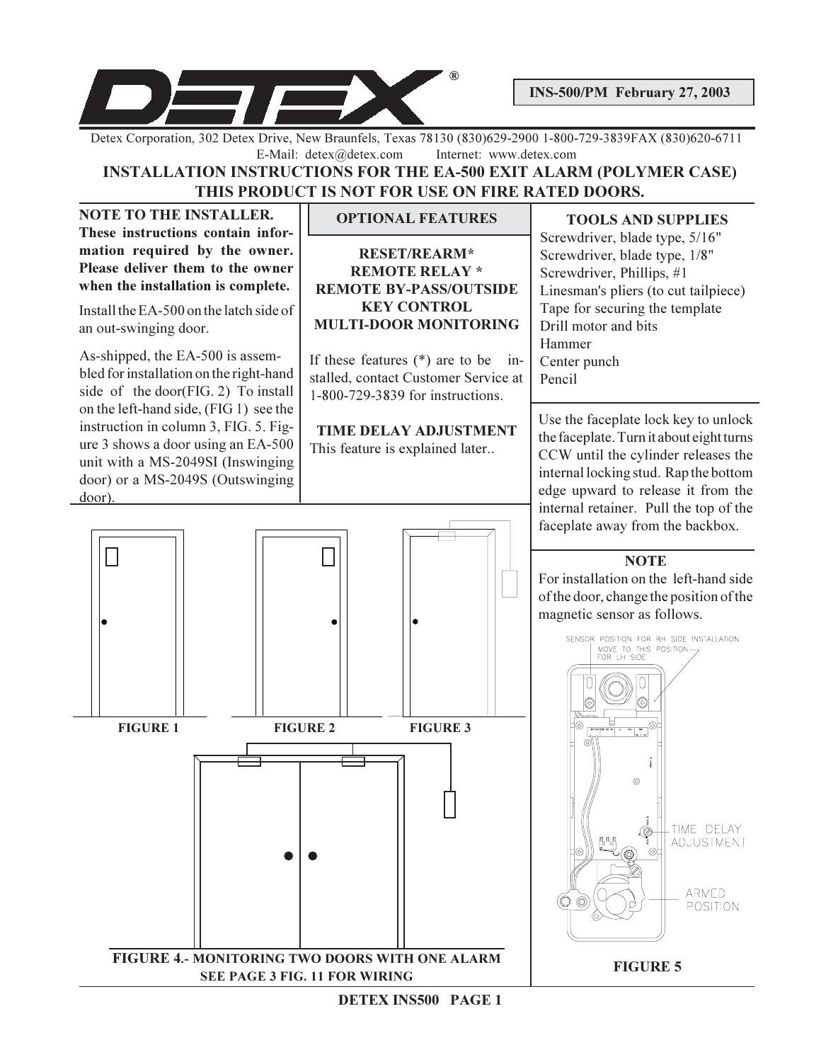**DETEX**®

**INS-500/PM February 27, 2003**

Detex Corporation, 302 Detex Drive, New Braunfels, Texas 78130 (830)629-2900 1-800-729-3839FAX (830)620-6711
E-Mail: detex@detex.com Internet: www.detex.com

# INSTALLATION INSTRUCTIONS FOR THE EA-500 EXIT ALARM (POLYMER CASE)

## THIS PRODUCT IS NOT FOR USE ON FIRE RATED DOORS.

**NOTE TO THE INSTALLER.**
**These instructions contain information required by the owner. Please deliver them to the owner when the installation is complete.**

Install the EA-500 on the latch side of an out-swinging door.

As-shipped, the EA-500 is assembled for installation on the right-hand side of the door(FIG. 2) To install on the left-hand side, (FIG 1) see the instruction in column 3, FIG. 5. Figure 3 shows a door using an EA-500 unit with a MS-2049SI (Inswinging door) or a MS-2049S (Outswinging door).

### OPTIONAL FEATURES

**RESET/REARM***
**REMOTE RELAY ***
**REMOTE BY-PASS/OUTSIDE KEY CONTROL**
**MULTI-DOOR MONITORING**

If these features (*) are to be installed, contact Customer Service at 1-800-729-3839 for instructions.

**TIME DELAY ADJUSTMENT**
This feature is explained later..

### TOOLS AND SUPPLIES

Screwdriver, blade type, 5/16"
Screwdriver, blade type, 1/8"
Screwdriver, Phillips, #1
Linesman's pliers (to cut tailpiece)
Tape for securing the template
Drill motor and bits
Hammer
Center punch
Pencil

Use the faceplate lock key to unlock the faceplate. Turn it about eight turns CCW until the cylinder releases the internal locking stud. Rap the bottom edge upward to release it from the internal retainer. Pull the top of the faceplate away from the backbox.

**NOTE**
For installation on the left-hand side of the door, change the position of the magnetic sensor as follows.

SENSOR POSITION FOR RH SIDE INSTALLATION
MOVE TO THIS POSITION FOR LH SIDE
TIME DELAY ADJUSTMENT
ARMED POSITION

**FIGURE 5**

**FIGURE 1** **FIGURE 2** **FIGURE 3**

**FIGURE 4.- MONITORING TWO DOORS WITH ONE ALARM**
**SEE PAGE 3 FIG. 11 FOR WIRING**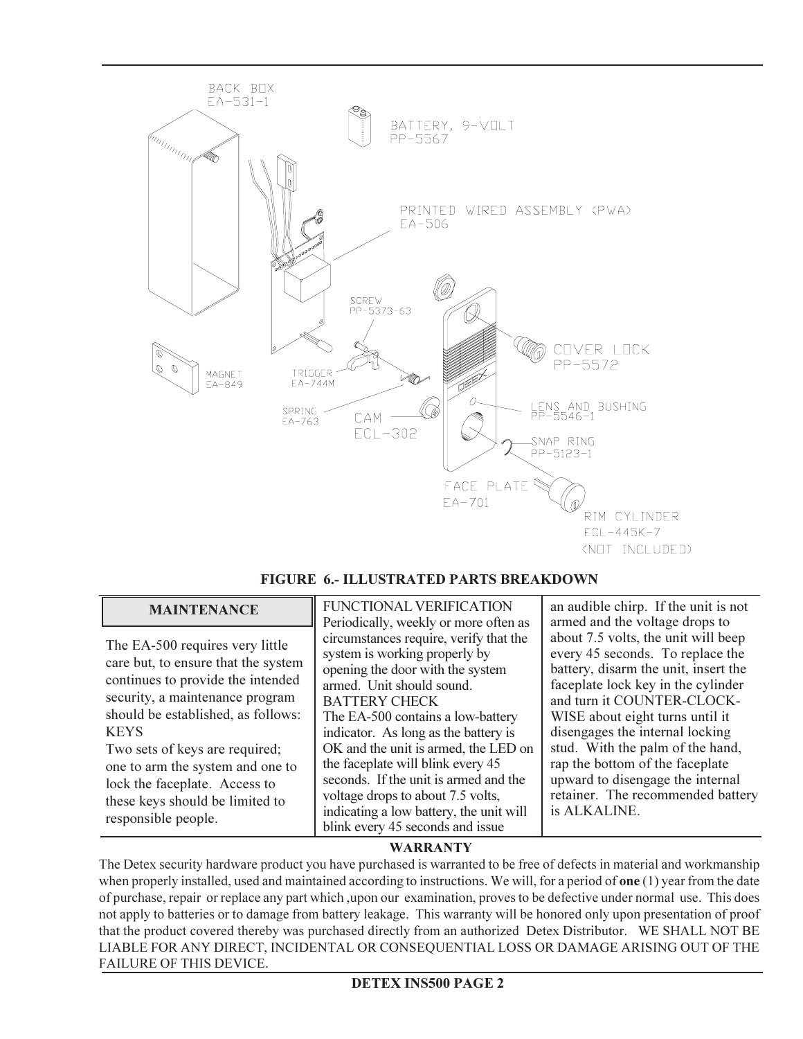BACK BOX
EA-531-1

BATTERY, 9-VOLT
PP-5567

PRINTED WIRED ASSEMBLY (PWA)
EA-506

SCREW
PP-5373-63

COVER LOCK
PP-5572

MAGNET
EA-849

TRIGGER
EA-744M

SPRING
EA-763

CAM
ECL-302

LENS AND BUSHING
PP-5546-1

SNAP RING
PP-5123-1

FACE PLATE
EA-701

RIM CYLINDER
ECL-445K-7
(NOT INCLUDED)

**FIGURE 6.- ILLUSTRATED PARTS BREAKDOWN**

## MAINTENANCE

The EA-500 requires very little care but, to ensure that the system continues to provide the intended security, a maintenance program should be established, as follows:

KEYS
Two sets of keys are required; one to arm the system and one to lock the faceplate. Access to these keys should be limited to responsible people.

FUNCTIONAL VERIFICATION
Periodically, weekly or more often as circumstances require, verify that the system is working properly by opening the door with the system armed. Unit should sound.

BATTERY CHECK
The EA-500 contains a low-battery indicator. As long as the battery is OK and the unit is armed, the LED on the faceplate will blink every 45 seconds. If the unit is armed and the voltage drops to about 7.5 volts, indicating a low battery, the unit will blink every 45 seconds and issue an audible chirp. If the unit is not armed and the voltage drops to about 7.5 volts, the unit will beep every 45 seconds. To replace the battery, disarm the unit, insert the faceplate lock key in the cylinder and turn it COUNTER-CLOCK-WISE about eight turns until it disengages the internal locking stud. With the palm of the hand, rap the bottom of the faceplate upward to disengage the internal retainer. The recommended battery is ALKALINE.

**WARRANTY**

The Detex security hardware product you have purchased is warranted to be free of defects in material and workmanship when properly installed, used and maintained according to instructions. We will, for a period of **one** (1) year from the date of purchase, repair or replace any part which ,upon our examination, proves to be defective under normal use. This does not apply to batteries or to damage from battery leakage. This warranty will be honored only upon presentation of proof that the product covered thereby was purchased directly from an authorized Detex Distributor. WE SHALL NOT BE LIABLE FOR ANY DIRECT, INCIDENTAL OR CONSEQUENTIAL LOSS OR DAMAGE ARISING OUT OF THE FAILURE OF THIS DEVICE.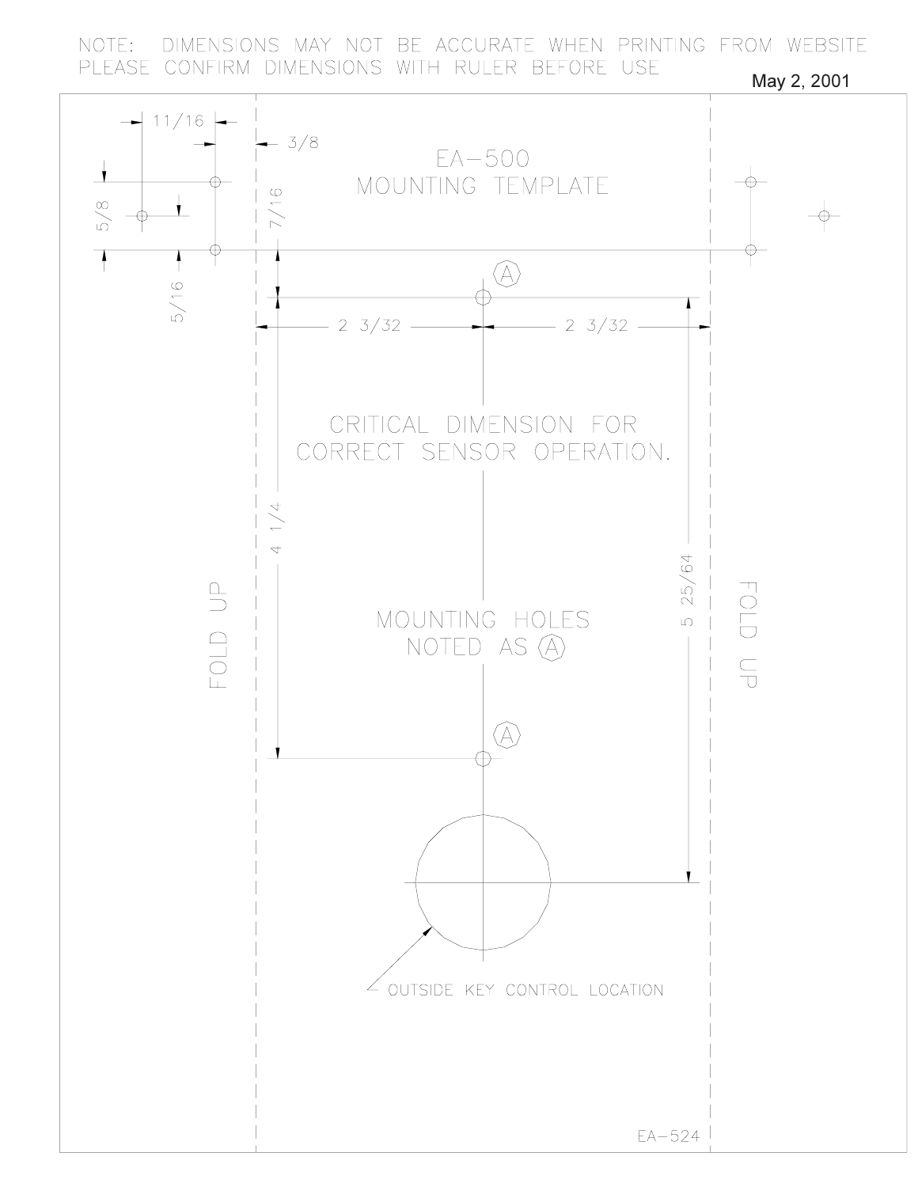NOTE: DIMENSIONS MAY NOT BE ACCURATE WHEN PRINTING FROM WEBSITE
PLEASE CONFIRM DIMENSIONS WITH RULER BEFORE USE

May 2, 2001

# EA-500 MOUNTING TEMPLATE

11/16

3/8

5/8

7/16

5/16

2 3/32

2 3/32

CRITICAL DIMENSION FOR CORRECT SENSOR OPERATION.

4 1/4

5 25/64

FOLD UP

FOLD UP

MOUNTING HOLES NOTED AS (A)

(A)

(A)

OUTSIDE KEY CONTROL LOCATION

EA-524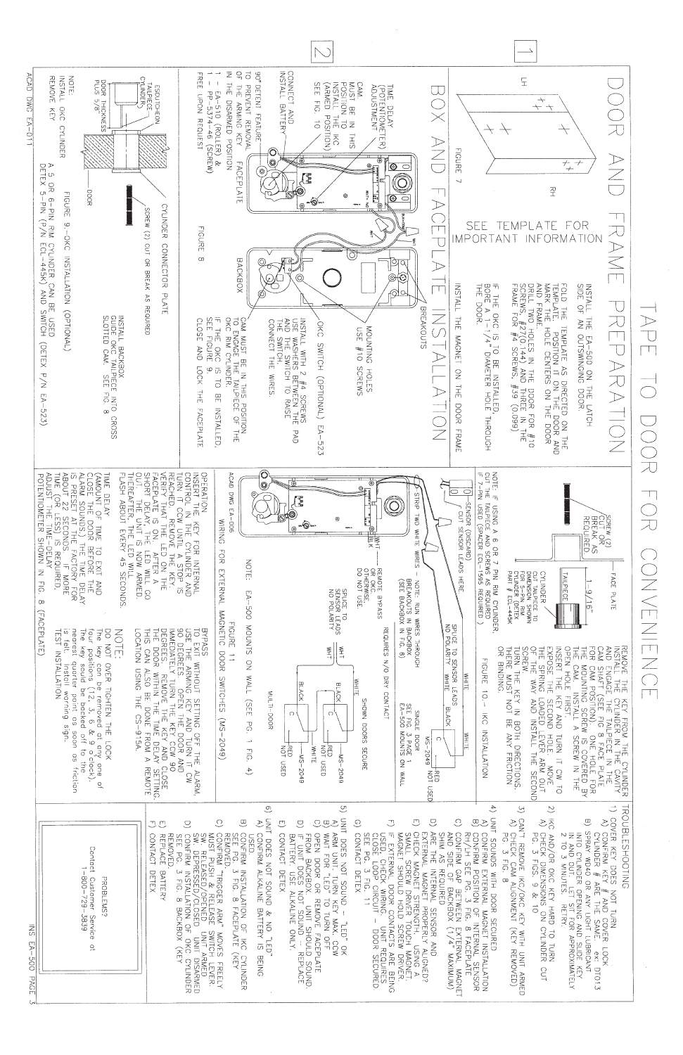# TAPE TO DOOR FOR CONVENIENCE

## 1 DOOR AND FRAME PREPARATION

SEE TEMPLATE FOR IMPORTANT INFORMATION

LH

RH

FIGURE 7

INSTALL THE EA-500 ON THE LATCH SIDE OF AN OUTSWINGING DOOR.

FOLD THE TEMPLATE AS DIRECTED ON THE TEMPLATE. POSITION IT ON THE DOOR AND FRAME. MARK THE HOLE CENTERS ON THE DOOR AND FRAME.

DRILL TWO HOLES IN THE DOOR FOR #10 SCREWS, #27 (0.144) AND THREE IN THE FRAME FOR #4 SCREWS, #39 (0.099)

IF THE OKC IS TO BE INSTALLED, BORE A 1-1/4" DIAMETER HOLE THROUGH THE DOOR.

INSTALL THE MAGNET ON THE DOOR FRAME

## 2 BOX AND FACEPLATE INSTALLATION

TIME DELAY (POTENTIOMETER) ADJUSTMENT

CAM MUST BE IN THIS POSITION TO INSTALL THE IKC (ARMED POSITION) SEE FIG. 10

CONNECT AND INSTALL BATTERY

90° DETENT FEATURE TO PREVENT REMOVAL OF THE ARMING KEY IN THE DISARMED POSITION.

1 - EA-510 (ROLLER) &
1 - PP-5374-46 (SCREW)
FREE UPON REQUEST

FACEPLATE

FIGURE 8

BACKBOX

BREAKOUTS

MOUNTING HOLES USE #10 SCREWS

OKC SWITCH (OPTIONAL) EA-523

INSTALL WITH 2 #4 SCREWS USE WASHERS BETWEEN THE PAD AND THE SWITCH TO RAISE THE SWITCH. CONNECT THE WIRES.

CAM MUST BE IN THIS POSITION TO ENGAGE THE TAILPIECE OF THE OKC RIM CYLINDER.

IF THE OKC IS TO BE INSTALLED, SEE FIGURE 9.

CLOSE AND LOCK THE FACEPLATE.

ESCUTCHEON

TAILPIECE

CYLINDER

DOOR THICKNESS PLUS 5/8"

DOOR

SCREW (2) CUT OR BREAK AS REQUIRED

CYLINDER CONNECTOR PLATE

INSTALL BACKBOX. GUIDE OKC TAILPIECE INTO CROSS SLOTTED CAM. SEE FIG. 8

NOTE:
INSTALL OKC CYLINDER
REMOVE KEY

FIGURE 9—OKC INSTALLATION (OPTIONAL)

A 5 OR 6-PIN RIM CYLINDER CAN BE USED
DETEX 5-PIN (P/N ECL-445K) AND SWITCH (DETEX P/N EA-523)

ACAD DWG EA-011

---

SCREW (2) CUT OR BREAK AS REQUIRED.

FACE PLATE

1-9/16"

TAILPIECE

CYLINDER CUT TAILPIECE TO DIMENSION SHOWN 5-PIN CYLINDER DETEX PART # ECL-445K

REMOVE THE KEY FROM THE CYLINDER. INSTALL THE CYLINDER IN THE CAVITY AND ENGAGE THE TAILPIECE IN THE CAM SLOT. (SEE FIG. 8 FOR CORRECT CAM POSITION). ONE HOLE FOR THE MOUNTING SCREW IS COVERED BY THE CAM. INSTALL A SCREW IN THE OPEN HOLE FIRST. INSERT THE KEY AND TURN IT CW TO EXPOSE THE SECOND HOLE. MOVE THE SPRING LOADED LEVER OUT OF THE WAY AND INSTALL THE SECOND SCREW. TURN THE KEY IN BOTH DIRECTIONS. THERE MUST NOT BE ANY FRICTION OR BINDING.

NOTE: IF USING A 6 OR 7 PIN RIM CYLINDER, CUT THE TAILPIECE AND SCREWS AS REQUIRED. IF 7-PIN USED (SPACER ECL-1595 REQUIRED)

FIGURE 10.- IKC INSTALLATION

SENSOR (DISCARD)

CUT SENSOR LEADS HERE

STRIP TWO WHITE WIRES - NOTE: RUN WIRES THROUGH BREAKOUTS IN BACKBOX (SEE BACKBOX IN FIG. 8)

REMOTE BYPASS OPTION OTHERWISE, DO NOT USE.

SPLICE TO SENSOR LEADS NO POLARITY

REQUIRES N/O DRY CONTACT

SPLICE TO SENSOR LEADS NO POLARITY

WHITE WHITE BLACK C WHITE RED NOT USED MS-2049

SINGLE DOOR
SEE FIG 3 PAGE 1
EA-500 MOUNTS ON WALL

SHOWN DOORS SECURE

WHT BLK WHT BLACK BLACK C C WHITE RED NOT USED MS-2049 RED NOT USED MS-2049 WHITE

MULTI-DOOR

NOTE: EA-500 MOUNTS ON WALL (SEE PG. 1 FIG. 4)

ACAD DWG EA-006

FIGURE 11

WIRING FOR EXTERNAL MAGNETIC DOOR SWITCHES (MS-2049)

**OPERATION**
INSERT THE KEY FOR INTERNAL CONTROL IN THE CYLINDER AND TURN IT CCW UNTIL A STOP IS REACHED. REMOVE THE KEY. VERIFY THAT THE LED ON THE FACEPLATE IS ON. AFTER A SHORT DELAY THE LED WILL GO OUT. THE UNIT IS NOW ARMED. THEREAFTER, THE LED WILL FLASH ABOUT EVERY 45 SECONDS.

**TIME DELAY**
(AMOUNT OF TIME TO EXIT AND CLOSE THE DOOR BEFORE THE ALARM SOUNDS.) THE TIME DELAY IS PRESET AT THE FACTORY FOR ABOUT 22 SECONDS. IF MORE TIME (OR LESS) IS REQUIRED, ADJUST THE TIME DELAY POTENTIOMETER SHOWN IN FIG. 8 (FACEPLATE)

**BYPASS**
TO EXIT WITHOUT SETTING OFF THE ALARM, USE THE ARMING KEY AND TURN IT CW 90 DEGREES. OPEN THE DOOR AND IMMEDIATELY TURN THE KEY CCW 90 DEGREES. REMOVE THE KEY AND CLOSE THE DOOR WITHIN THE TIME DELAY SETTING. THIS CAN ALSO BE DONE FROM A REMOTE LOCATION USING THE CS-915A.

**NOTE:**
DO NOT OVER TIGHTEN THE LOCK
The key can be removed at any one of four positions (12, 3, 6 & 9 o'clock). The key should be backed off to the nearest quarter point as soon as friction is felt. Install warning sign. TEST INSTALLATION

---

**TROUBLESHOOTING**

1) COVER KEY DOES NOT TURN
   A) CONFIRM KEY # ARE THE SAME. ex: DT013 CYLINDER # AND COVER LOCK
   B) SPRAY WD40 OR ANY LIGHT LUBRICANT INTO CYLINDER OPENING AND SLIDE KEY IN AND OUT. LET SET FOR APPROXIMATELY 2 TO 3 MINUTES. RETRY
2) IKC AND/OR OKC KEY HARD TO TURN
   A) CHECK DIMENSIONS ON CYLINDER CUT PG. 3 FIGS. 9 & 10
3) CAN'T REMOVE IKC/OKC KEY WITH UNIT ARMED
   A) CHECK CAM ALIGNMENT (KEY REMOVED) PG. 3 FIG. 8
4) UNIT SOUNDS WITH DOOR SECURED
   A) CONFIRM EXTERNAL MAGNET INSTALLATION
   B) CONFIRM POSITION OF INTERNAL SENSOR RH/LH SEE PG. 3 FIG. 8 FACEPLATE
   C) CONFIRM GAP BETWEEN EXTERNAL MAGNET AND SIDE OF BACKBOX (1/4" MAXIMUM) SHIM AS REQUIRED
   D) ARE THE INTERNAL SENSOR AND EXTERNAL MAGNET PROPERLY ALIGNED?
   E) CHECK MAGNET STRENGTH. USING A SMALL SCREW DRIVER TOUCH MAGNET. MAGNET SHOULD HOLD SCREW DRIVER.
   F) IF EXTERNAL DOOR CONTACTS ARE BEING USED, CHECK WIRING. LOOP MUST BE CLOSED WITH UNIT ARMED - DOOR SECURED SEE PG. 3 FIG. 11
   G) CONTACT DETEX
5) UNIT DOES NOT SOUND - "LED" OK
   A) ARM UNIT. TURN KEY MAX. CCW
   B) WAIT FOR "LED" TO TURN OFF
   C) OPEN DOOR OR REMOVE FACEPLATE FROM BACKBOX. UNIT SHOULD SOUND.
   D) IF UNIT DOES NOT SOUND - REPLACE BATTERY. USE ALKALINE ONLY.
   E) CONTACT DETEX
6) UNIT DOES NOT SOUND & NO "LED"
   A) CONFIRM ALKALINE BATTERY IS BEING USED.
   B) CONFIRM INSTALLATION OF IKC CYLINDER SEE PG. 3 FIG. 8 FACEPLATE (KEY REMOVED)
   C) CONFIRM "TRIGGER ARM" MOVES FREELY MUST PUSH & RELEASE SWITCH LEVER. SW. RELEASED/OPENED - UNIT ARMED SW. DEPRESSED/CLOSED - UNIT DISARMED
   D) CONFIRM INSTALLATION OF OKC CYLINDER SEE PG. 3 FIG. 8 BACKBOX (KEY REMOVED)
   E) REPLACE BATTERY
   F) CONTACT DETEX

PROBLEMS?
Contact Customer Service at
1-800-729-3839

INS EA-500 PAGE 3